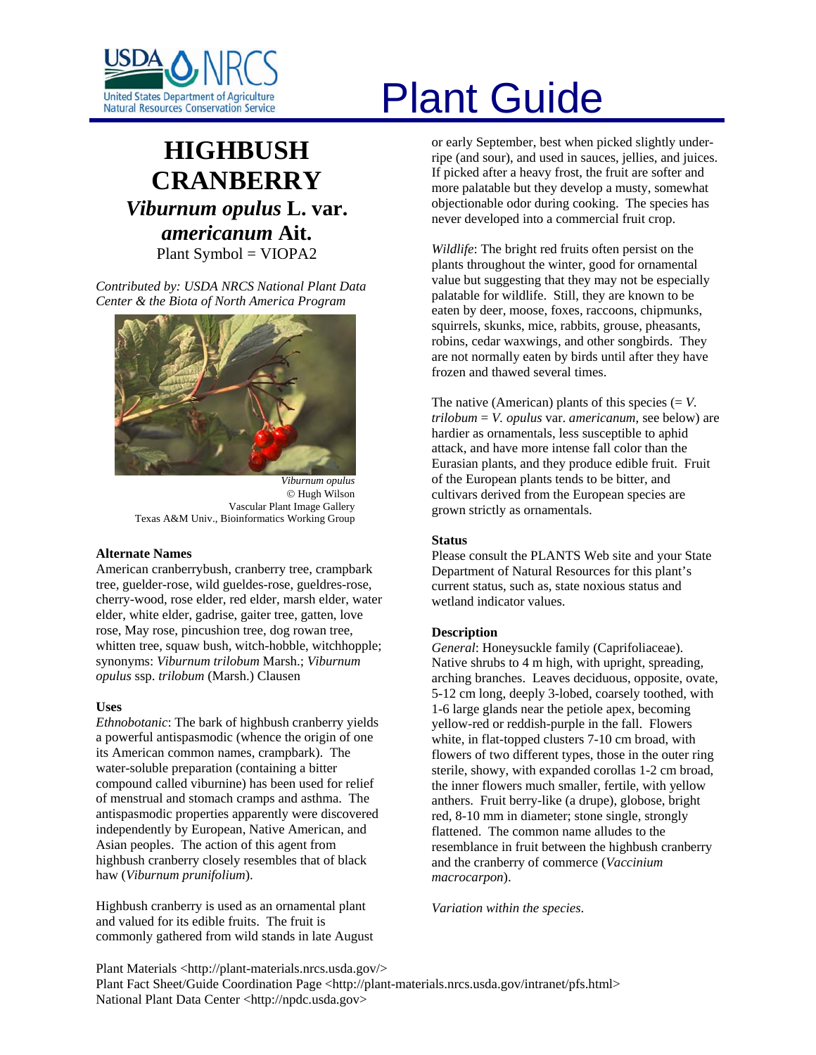# Plant Guide

# HIGHBUSH CRANBERRY

## *Viburnum opulus* L. var. *americanum* Ait.

Plant Symbol = VIOPA2

*Contributed by: USDA NRCS National Plant Data Center & the Biota of North America Program*

*Viburnum opulus*
© Hugh Wilson
Vascular Plant Image Gallery
Texas A&M Univ., Bioinformatics Working Group

### Alternate Names

American cranberrybush, cranberry tree, crampbark tree, guelder-rose, wild gueldes-rose, gueldres-rose, cherry-wood, rose elder, red elder, marsh elder, water elder, white elder, gadrise, gaiter tree, gatten, love rose, May rose, pincushion tree, dog rowan tree, whitten tree, squaw bush, witch-hobble, witchhopple; synonyms: *Viburnum trilobum* Marsh.; *Viburnum opulus* ssp. *trilobum* (Marsh.) Clausen

### Uses

*Ethnobotanic*: The bark of highbush cranberry yields a powerful antispasmodic (whence the origin of one its American common names, crampbark). The water-soluble preparation (containing a bitter compound called viburnine) has been used for relief of menstrual and stomach cramps and asthma. The antispasmodic properties apparently were discovered independently by European, Native American, and Asian peoples. The action of this agent from highbush cranberry closely resembles that of black haw (*Viburnum prunifolium*).

Highbush cranberry is used as an ornamental plant and valued for its edible fruits. The fruit is commonly gathered from wild stands in late August or early September, best when picked slightly under-ripe (and sour), and used in sauces, jellies, and juices. If picked after a heavy frost, the fruit are softer and more palatable but they develop a musty, somewhat objectionable odor during cooking. The species has never developed into a commercial fruit crop.

*Wildlife*: The bright red fruits often persist on the plants throughout the winter, good for ornamental value but suggesting that they may not be especially palatable for wildlife. Still, they are known to be eaten by deer, moose, foxes, raccoons, chipmunks, squirrels, skunks, mice, rabbits, grouse, pheasants, robins, cedar waxwings, and other songbirds. They are not normally eaten by birds until after they have frozen and thawed several times.

The native (American) plants of this species (= *V. trilobum* = *V. opulus* var. *americanum*, see below) are hardier as ornamentals, less susceptible to aphid attack, and have more intense fall color than the Eurasian plants, and they produce edible fruit. Fruit of the European plants tends to be bitter, and cultivars derived from the European species are grown strictly as ornamentals.

### Status

Please consult the PLANTS Web site and your State Department of Natural Resources for this plant's current status, such as, state noxious status and wetland indicator values.

### Description

*General*: Honeysuckle family (Caprifoliaceae). Native shrubs to 4 m high, with upright, spreading, arching branches. Leaves deciduous, opposite, ovate, 5-12 cm long, deeply 3-lobed, coarsely toothed, with 1-6 large glands near the petiole apex, becoming yellow-red or reddish-purple in the fall. Flowers white, in flat-topped clusters 7-10 cm broad, with flowers of two different types, those in the outer ring sterile, showy, with expanded corollas 1-2 cm broad, the inner flowers much smaller, fertile, with yellow anthers. Fruit berry-like (a drupe), globose, bright red, 8-10 mm in diameter; stone single, strongly flattened. The common name alludes to the resemblance in fruit between the highbush cranberry and the cranberry of commerce (*Vaccinium macrocarpon*).

*Variation within the species*.

Plant Materials <http://plant-materials.nrcs.usda.gov/>
Plant Fact Sheet/Guide Coordination Page <http://plant-materials.nrcs.usda.gov/intranet/pfs.html>
National Plant Data Center <http://npdc.usda.gov>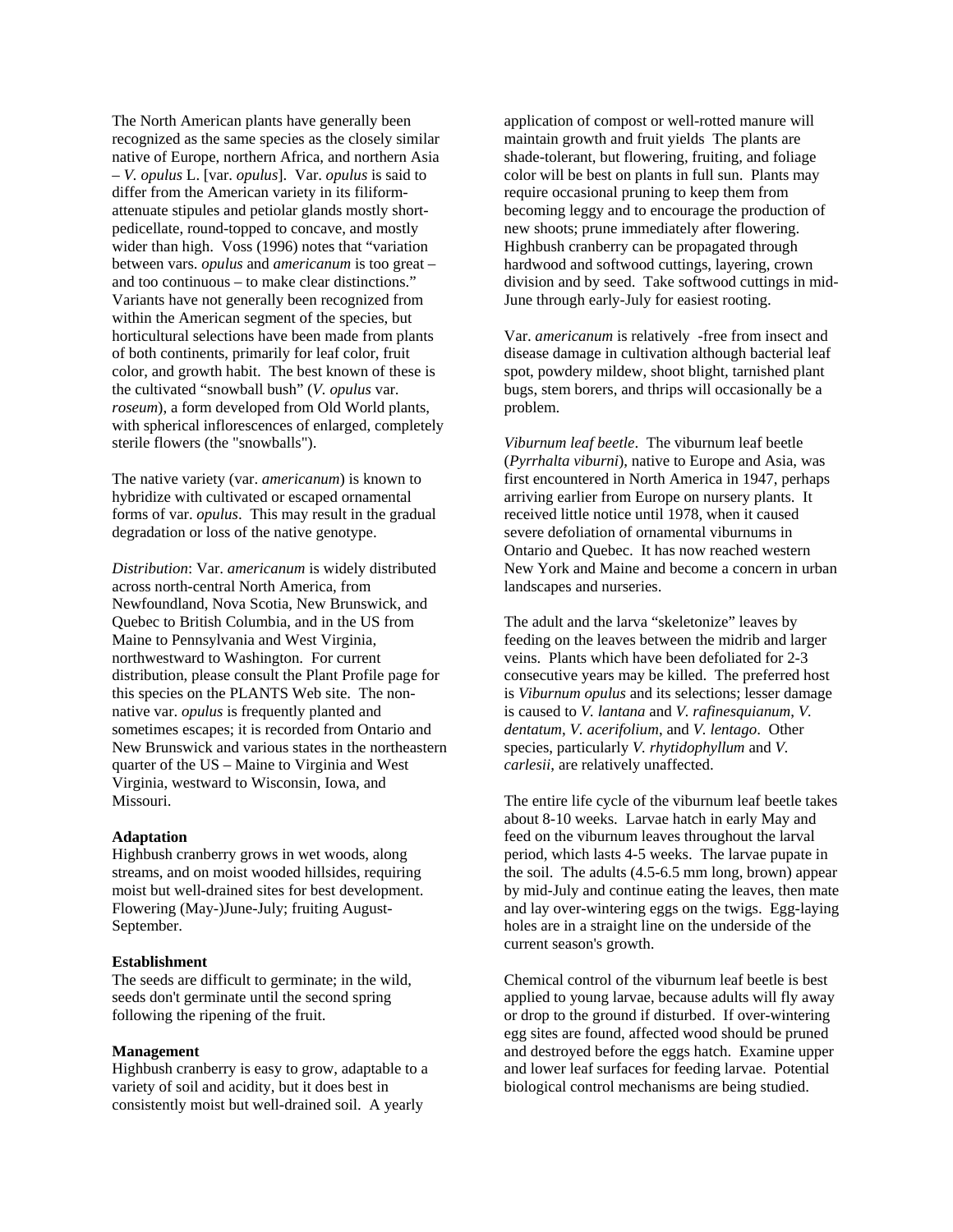The North American plants have generally been recognized as the same species as the closely similar native of Europe, northern Africa, and northern Asia – *V. opulus* L. [var. *opulus*]. Var. *opulus* is said to differ from the American variety in its filiform-attenuate stipules and petiolar glands mostly short-pedicellate, round-topped to concave, and mostly wider than high. Voss (1996) notes that "variation between vars. *opulus* and *americanum* is too great – and too continuous – to make clear distinctions." Variants have not generally been recognized from within the American segment of the species, but horticultural selections have been made from plants of both continents, primarily for leaf color, fruit color, and growth habit. The best known of these is the cultivated "snowball bush" (*V. opulus* var. *roseum*), a form developed from Old World plants, with spherical inflorescences of enlarged, completely sterile flowers (the "snowballs").

The native variety (var. *americanum*) is known to hybridize with cultivated or escaped ornamental forms of var. *opulus*. This may result in the gradual degradation or loss of the native genotype.

*Distribution*: Var. *americanum* is widely distributed across north-central North America, from Newfoundland, Nova Scotia, New Brunswick, and Quebec to British Columbia, and in the US from Maine to Pennsylvania and West Virginia, northwestward to Washington. For current distribution, please consult the Plant Profile page for this species on the PLANTS Web site. The non-native var. *opulus* is frequently planted and sometimes escapes; it is recorded from Ontario and New Brunswick and various states in the northeastern quarter of the US – Maine to Virginia and West Virginia, westward to Wisconsin, Iowa, and Missouri.

**Adaptation**

Highbush cranberry grows in wet woods, along streams, and on moist wooded hillsides, requiring moist but well-drained sites for best development. Flowering (May-)June-July; fruiting August-September.

**Establishment**

The seeds are difficult to germinate; in the wild, seeds don't germinate until the second spring following the ripening of the fruit.

**Management**

Highbush cranberry is easy to grow, adaptable to a variety of soil and acidity, but it does best in consistently moist but well-drained soil. A yearly application of compost or well-rotted manure will maintain growth and fruit yields The plants are shade-tolerant, but flowering, fruiting, and foliage color will be best on plants in full sun. Plants may require occasional pruning to keep them from becoming leggy and to encourage the production of new shoots; prune immediately after flowering. Highbush cranberry can be propagated through hardwood and softwood cuttings, layering, crown division and by seed. Take softwood cuttings in mid-June through early-July for easiest rooting.

Var. *americanum* is relatively -free from insect and disease damage in cultivation although bacterial leaf spot, powdery mildew, shoot blight, tarnished plant bugs, stem borers, and thrips will occasionally be a problem.

*Viburnum leaf beetle*. The viburnum leaf beetle (*Pyrrhalta viburni*), native to Europe and Asia, was first encountered in North America in 1947, perhaps arriving earlier from Europe on nursery plants. It received little notice until 1978, when it caused severe defoliation of ornamental viburnums in Ontario and Quebec. It has now reached western New York and Maine and become a concern in urban landscapes and nurseries.

The adult and the larva "skeletonize" leaves by feeding on the leaves between the midrib and larger veins. Plants which have been defoliated for 2-3 consecutive years may be killed. The preferred host is *Viburnum opulus* and its selections; lesser damage is caused to *V. lantana* and *V. rafinesquianum*, *V. dentatum*, *V. acerifolium*, and *V. lentago*. Other species, particularly *V. rhytidophyllum* and *V. carlesii*, are relatively unaffected.

The entire life cycle of the viburnum leaf beetle takes about 8-10 weeks. Larvae hatch in early May and feed on the viburnum leaves throughout the larval period, which lasts 4-5 weeks. The larvae pupate in the soil. The adults (4.5-6.5 mm long, brown) appear by mid-July and continue eating the leaves, then mate and lay over-wintering eggs on the twigs. Egg-laying holes are in a straight line on the underside of the current season's growth.

Chemical control of the viburnum leaf beetle is best applied to young larvae, because adults will fly away or drop to the ground if disturbed. If over-wintering egg sites are found, affected wood should be pruned and destroyed before the eggs hatch. Examine upper and lower leaf surfaces for feeding larvae. Potential biological control mechanisms are being studied.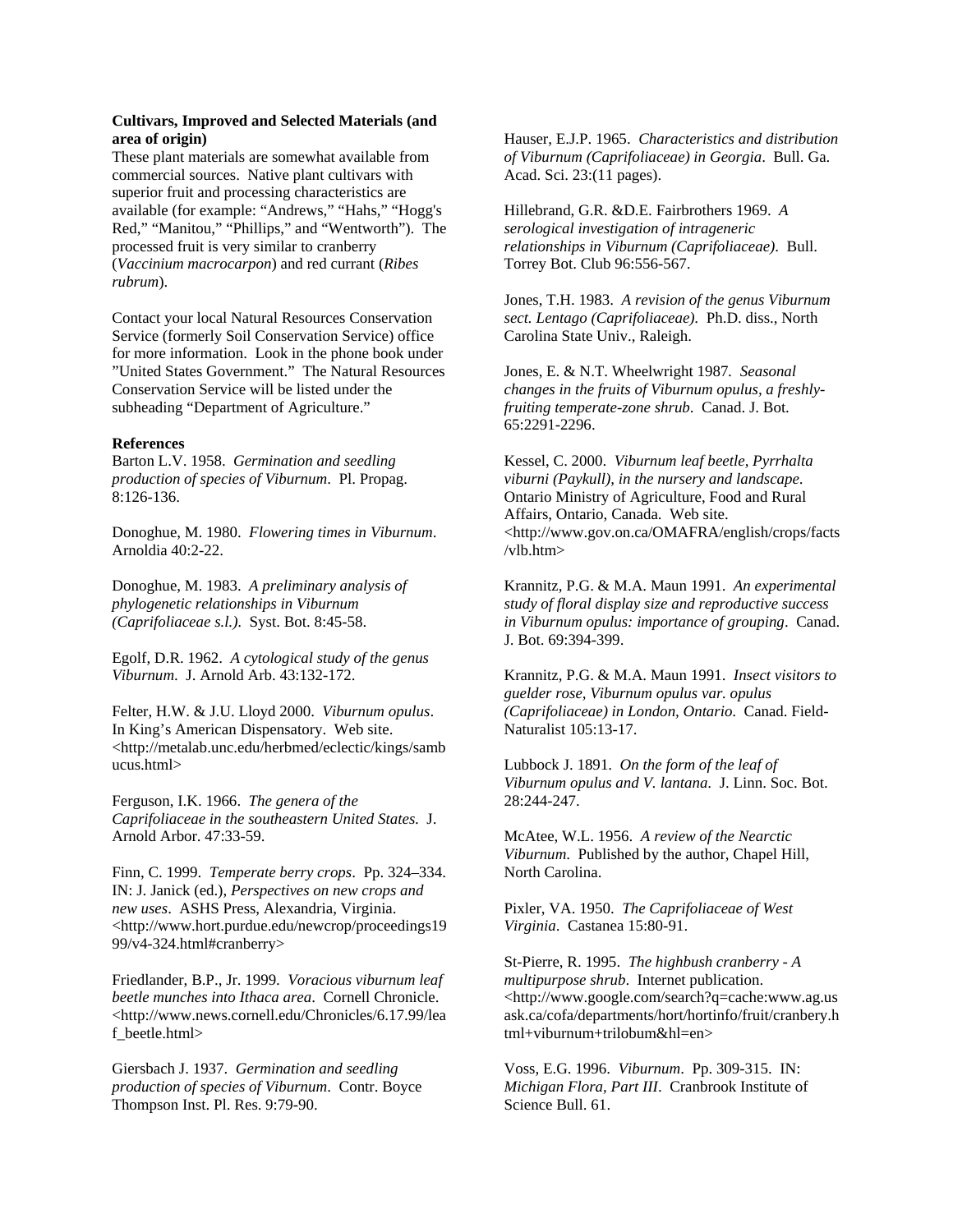**Cultivars, Improved and Selected Materials (and area of origin)**

These plant materials are somewhat available from commercial sources. Native plant cultivars with superior fruit and processing characteristics are available (for example: "Andrews," "Hahs," "Hogg's Red," "Manitou," "Phillips," and "Wentworth"). The processed fruit is very similar to cranberry (*Vaccinium macrocarpon*) and red currant (*Ribes rubrum*).

Contact your local Natural Resources Conservation Service (formerly Soil Conservation Service) office for more information. Look in the phone book under "United States Government." The Natural Resources Conservation Service will be listed under the subheading "Department of Agriculture."

**References**

Barton L.V. 1958. *Germination and seedling production of species of Viburnum*. Pl. Propag. 8:126-136.

Donoghue, M. 1980. *Flowering times in Viburnum*. Arnoldia 40:2-22.

Donoghue, M. 1983. *A preliminary analysis of phylogenetic relationships in Viburnum (Caprifoliaceae s.l.)*. Syst. Bot. 8:45-58.

Egolf, D.R. 1962. *A cytological study of the genus Viburnum*. J. Arnold Arb. 43:132-172.

Felter, H.W. & J.U. Lloyd 2000. *Viburnum opulus*. In King's American Dispensatory. Web site. <http://metalab.unc.edu/herbmed/eclectic/kings/sambucus.html>

Ferguson, I.K. 1966. *The genera of the Caprifoliaceae in the southeastern United States.* J. Arnold Arbor. 47:33-59.

Finn, C. 1999. *Temperate berry crops*. Pp. 324–334. IN: J. Janick (ed.), *Perspectives on new crops and new uses*. ASHS Press, Alexandria, Virginia. <http://www.hort.purdue.edu/newcrop/proceedings1999/v4-324.html#cranberry>

Friedlander, B.P., Jr. 1999. *Voracious viburnum leaf beetle munches into Ithaca area*. Cornell Chronicle. <http://www.news.cornell.edu/Chronicles/6.17.99/leaf_beetle.html>

Giersbach J. 1937. *Germination and seedling production of species of Viburnum*. Contr. Boyce Thompson Inst. Pl. Res. 9:79-90.

Hauser, E.J.P. 1965. *Characteristics and distribution of Viburnum (Caprifoliaceae) in Georgia*. Bull. Ga. Acad. Sci. 23:(11 pages).

Hillebrand, G.R. &D.E. Fairbrothers 1969. *A serological investigation of intrageneric relationships in Viburnum (Caprifoliaceae)*. Bull. Torrey Bot. Club 96:556-567.

Jones, T.H. 1983. *A revision of the genus Viburnum sect. Lentago (Caprifoliaceae).* Ph.D. diss., North Carolina State Univ., Raleigh.

Jones, E. & N.T. Wheelwright 1987. *Seasonal changes in the fruits of Viburnum opulus, a freshly-fruiting temperate-zone shrub*. Canad. J. Bot. 65:2291-2296.

Kessel, C. 2000. *Viburnum leaf beetle, Pyrrhalta viburni (Paykull), in the nursery and landscape*. Ontario Ministry of Agriculture, Food and Rural Affairs, Ontario, Canada. Web site. <http://www.gov.on.ca/OMAFRA/english/crops/facts/vlb.htm>

Krannitz, P.G. & M.A. Maun 1991. *An experimental study of floral display size and reproductive success in Viburnum opulus: importance of grouping*. Canad. J. Bot. 69:394-399.

Krannitz, P.G. & M.A. Maun 1991. *Insect visitors to guelder rose, Viburnum opulus var. opulus (Caprifoliaceae) in London, Ontario.* Canad. Field-Naturalist 105:13-17.

Lubbock J. 1891. *On the form of the leaf of Viburnum opulus and V. lantana*. J. Linn. Soc. Bot. 28:244-247.

McAtee, W.L. 1956. *A review of the Nearctic Viburnum.* Published by the author, Chapel Hill, North Carolina.

Pixler, VA. 1950. *The Caprifoliaceae of West Virginia*. Castanea 15:80-91.

St-Pierre, R. 1995. *The highbush cranberry - A multipurpose shrub*. Internet publication. <http://www.google.com/search?q=cache:www.ag.usask.ca/cofa/departments/hort/hortinfo/fruit/cranberry.html+viburnum+trilobum&hl=en>

Voss, E.G. 1996. *Viburnum*. Pp. 309-315. IN: *Michigan Flora, Part III*. Cranbrook Institute of Science Bull. 61.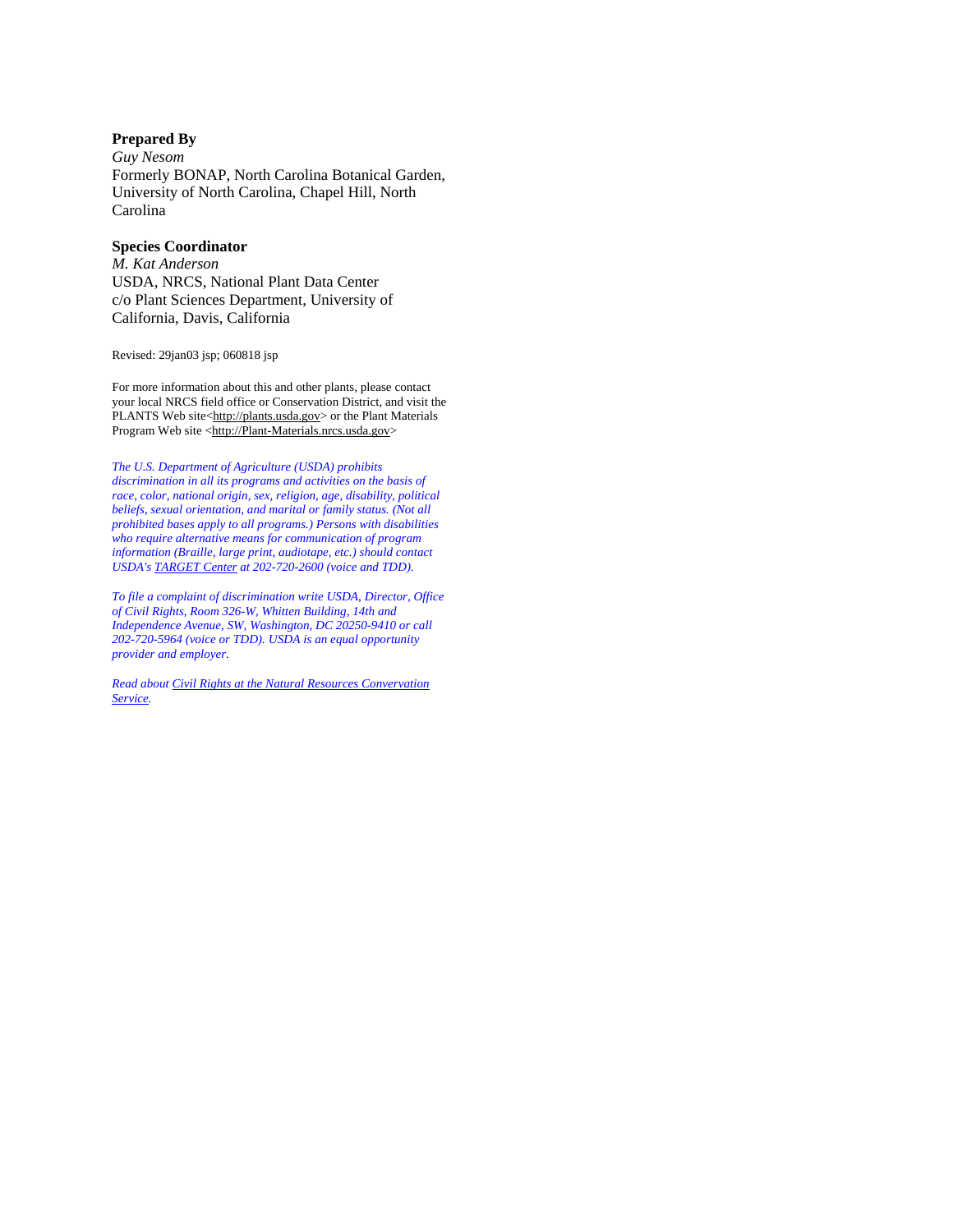**Prepared By**

*Guy Nesom*

Formerly BONAP, North Carolina Botanical Garden, University of North Carolina, Chapel Hill, North Carolina

**Species Coordinator**

*M. Kat Anderson*

USDA, NRCS, National Plant Data Center

c/o Plant Sciences Department, University of California, Davis, California

Revised: 29jan03 jsp; 060818 jsp

For more information about this and other plants, please contact your local NRCS field office or Conservation District, and visit the PLANTS Web site<http://plants.usda.gov> or the Plant Materials Program Web site <http://Plant-Materials.nrcs.usda.gov>

*The U.S. Department of Agriculture (USDA) prohibits discrimination in all its programs and activities on the basis of race, color, national origin, sex, religion, age, disability, political beliefs, sexual orientation, and marital or family status. (Not all prohibited bases apply to all programs.) Persons with disabilities who require alternative means for communication of program information (Braille, large print, audiotape, etc.) should contact USDA's TARGET Center at 202-720-2600 (voice and TDD).*

*To file a complaint of discrimination write USDA, Director, Office of Civil Rights, Room 326-W, Whitten Building, 14th and Independence Avenue, SW, Washington, DC 20250-9410 or call 202-720-5964 (voice or TDD). USDA is an equal opportunity provider and employer.*

*Read about Civil Rights at the Natural Resources Convervation Service.*